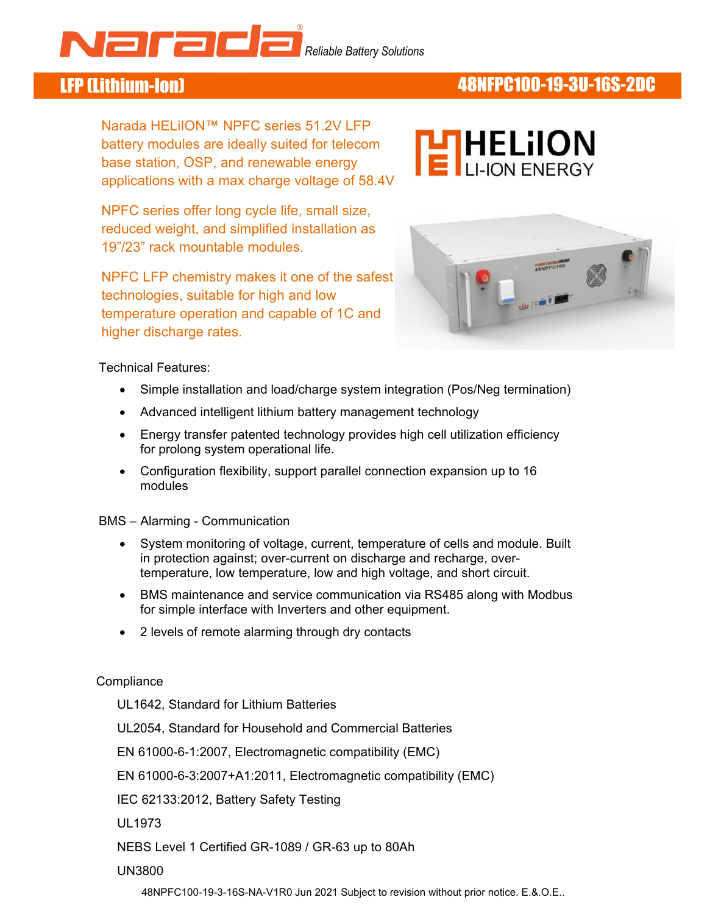Reliable Battery Solutions

# LFP (Lithium-Ion) 48NFPC100-19-3U-16S-2DC

Narada HELiION™ NPFC series 51.2V LFP battery modules are ideally suited for telecom base station, OSP, and renewable energy applications with a max charge voltage of 58.4V

NPFC series offer long cycle life, small size, reduced weight, and simplified installation as 19"/23" rack mountable modules.

NPFC LFP chemistry makes it one of the safest technologies, suitable for high and low temperature operation and capable of 1C and higher discharge rates.

HELiION LI-ION ENERGY

Technical Features:

- Simple installation and load/charge system integration (Pos/Neg termination)
- Advanced intelligent lithium battery management technology
- Energy transfer patented technology provides high cell utilization efficiency for prolong system operational life.
- Configuration flexibility, support parallel connection expansion up to 16 modules

BMS – Alarming - Communication

- System monitoring of voltage, current, temperature of cells and module. Built in protection against; over-current on discharge and recharge, over-temperature, low temperature, low and high voltage, and short circuit.
- BMS maintenance and service communication via RS485 along with Modbus for simple interface with Inverters and other equipment.
- 2 levels of remote alarming through dry contacts

Compliance

UL1642, Standard for Lithium Batteries

UL2054, Standard for Household and Commercial Batteries

EN 61000-6-1:2007, Electromagnetic compatibility (EMC)

EN 61000-6-3:2007+A1:2011, Electromagnetic compatibility (EMC)

IEC 62133:2012, Battery Safety Testing

UL1973

NEBS Level 1 Certified GR-1089 / GR-63 up to 80Ah

UN3800

48NPFC100-19-3-16S-NA-V1R0 Jun 2021 Subject to revision without prior notice. E.&.O.E..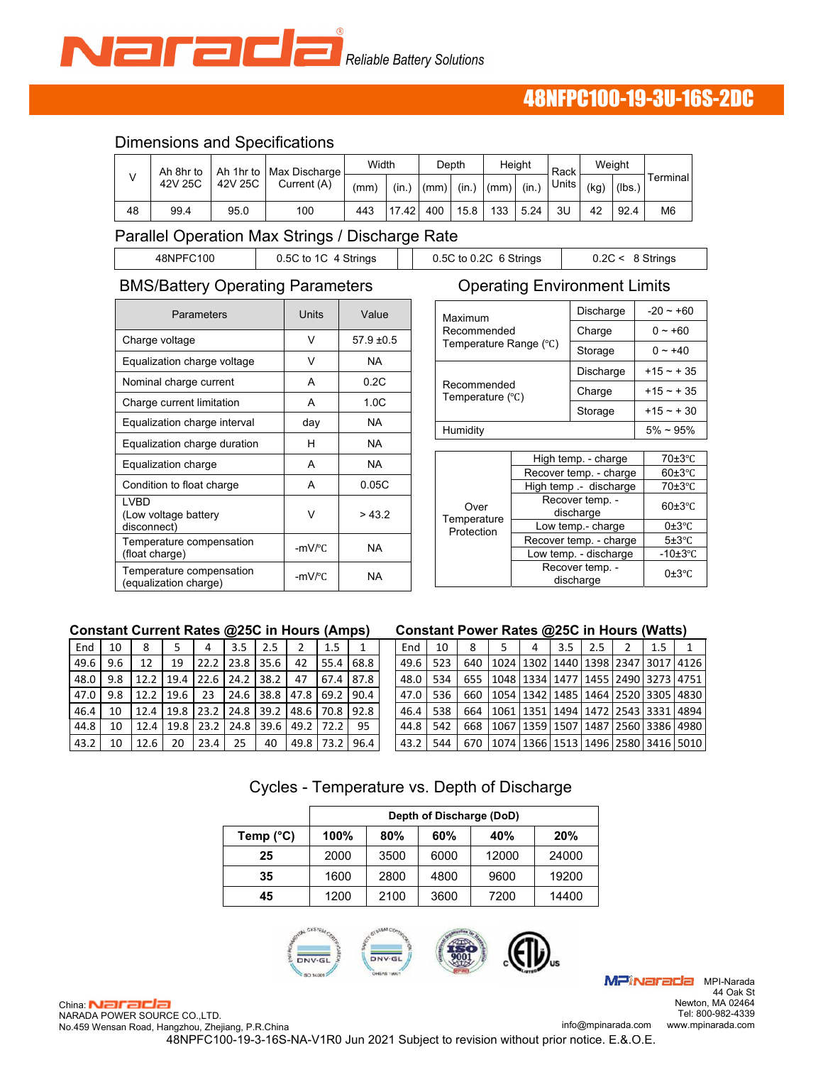Narada Reliable Battery Solutions

# 48NFPC100-19-3U-16S-2DC

## Dimensions and Specifications

| V | Ah 8hr to 42V 25C | Ah 1hr to 42V 25C | Max Discharge Current (A) | Width | | Depth | | Height | | Rack Units | Weight | | Terminal |
|---|---|---|---|---|---|---|---|---|---|---|---|---|---|
| | | | | (mm) | (in.) | (mm) | (in.) | (mm) | (in.) | | (kg) | (lbs.) | |
| 48 | 99.4 | 95.0 | 100 | 443 | 17.42 | 400 | 15.8 | 133 | 5.24 | 3U | 42 | 92.4 | M6 |

## Parallel Operation Max Strings / Discharge Rate

| | | | |
|---|---|---|---|
| 48NPFC100 | 0.5C to 1C 4 Strings | 0.5C to 0.2C 6 Strings | 0.2C < 8 Strings |

## BMS/Battery Operating Parameters

| Parameters | Units | Value |
|---|---|---|
| Charge voltage | V | 57.9 ±0.5 |
| Equalization charge voltage | V | NA |
| Nominal charge current | A | 0.2C |
| Charge current limitation | A | 1.0C |
| Equalization charge interval | day | NA |
| Equalization charge duration | H | NA |
| Equalization charge | A | NA |
| Condition to float charge | A | 0.05C |
| LVBD (Low voltage battery disconnect) | V | > 43.2 |
| Temperature compensation (float charge) | -mV/℃ | NA |
| Temperature compensation (equalization charge) | -mV/℃ | NA |

## Operating Environment Limits

| | | |
|---|---|---|
| Maximum Recommended Temperature Range (℃) | Discharge | -20 ~ +60 |
| | Charge | 0 ~ +60 |
| | Storage | 0 ~ +40 |
| Recommended Temperature (℃) | Discharge | +15 ~ + 35 |
| | Charge | +15 ~ + 35 |
| | Storage | +15 ~ + 30 |
| Humidity | | 5% ~ 95% |

| | | |
|---|---|---|
| Over Temperature Protection | High temp. - charge | 70±3℃ |
| | Recover temp. - charge | 60±3℃ |
| | High temp .- discharge | 70±3℃ |
| | Recover temp. - discharge | 60±3℃ |
| | Low temp.- charge | 0±3℃ |
| | Recover temp. - charge | 5±3℃ |
| | Low temp. - discharge | -10±3℃ |
| | Recover temp. - discharge | 0±3℃ |

## Constant Current Rates @25C in Hours (Amps)

| End | 10 | 8 | 5 | 4 | 3.5 | 2.5 | 2 | 1.5 | 1 |
|---|---|---|---|---|---|---|---|---|---|
| 49.6 | 9.6 | 12 | 19 | 22.2 | 23.8 | 35.6 | 42 | 55.4 | 68.8 |
| 48.0 | 9.8 | 12.2 | 19.4 | 22.6 | 24.2 | 38.2 | 47 | 67.4 | 87.8 |
| 47.0 | 9.8 | 12.2 | 19.6 | 23 | 24.6 | 38.8 | 47.8 | 69.2 | 90.4 |
| 46.4 | 10 | 12.4 | 19.8 | 23.2 | 24.8 | 39.2 | 48.6 | 70.8 | 92.8 |
| 44.8 | 10 | 12.4 | 19.8 | 23.2 | 24.8 | 39.6 | 49.2 | 72.2 | 95 |
| 43.2 | 10 | 12.6 | 20 | 23.4 | 25 | 40 | 49.8 | 73.2 | 96.4 |

## Constant Power Rates @25C in Hours (Watts)

| End | 10 | 8 | 5 | 4 | 3.5 | 2.5 | 2 | 1.5 | 1 |
|---|---|---|---|---|---|---|---|---|---|
| 49.6 | 523 | 640 | 1024 | 1302 | 1440 | 1398 | 2347 | 3017 | 4126 |
| 48.0 | 534 | 655 | 1048 | 1334 | 1477 | 1455 | 2490 | 3273 | 4751 |
| 47.0 | 536 | 660 | 1054 | 1342 | 1485 | 1464 | 2520 | 3305 | 4830 |
| 46.4 | 538 | 664 | 1061 | 1351 | 1494 | 1472 | 2543 | 3331 | 4894 |
| 44.8 | 542 | 668 | 1067 | 1359 | 1507 | 1487 | 2560 | 3386 | 4980 |
| 43.2 | 544 | 670 | 1074 | 1366 | 1513 | 1496 | 2580 | 3416 | 5010 |

## Cycles - Temperature vs. Depth of Discharge

| Temp (°C) | Depth of Discharge (DoD) | | | | |
|---|---|---|---|---|---|
| | **100%** | **80%** | **60%** | **40%** | **20%** |
| **25** | 2000 | 3500 | 6000 | 12000 | 24000 |
| **35** | 1600 | 2800 | 4800 | 9600 | 19200 |
| **45** | 1200 | 2100 | 3600 | 7200 | 14400 |

China: Narada
NARADA POWER SOURCE CO.,LTD.
No.459 Wensan Road, Hangzhou, Zhejiang, P.R.China

MPI-Narada
44 Oak St
Newton, MA 02464
Tel: 800-982-4339
info@mpinarada.com www.mpinarada.com

48NPFC100-19-3-16S-NA-V1R0 Jun 2021 Subject to revision without prior notice. E.&.O.E.